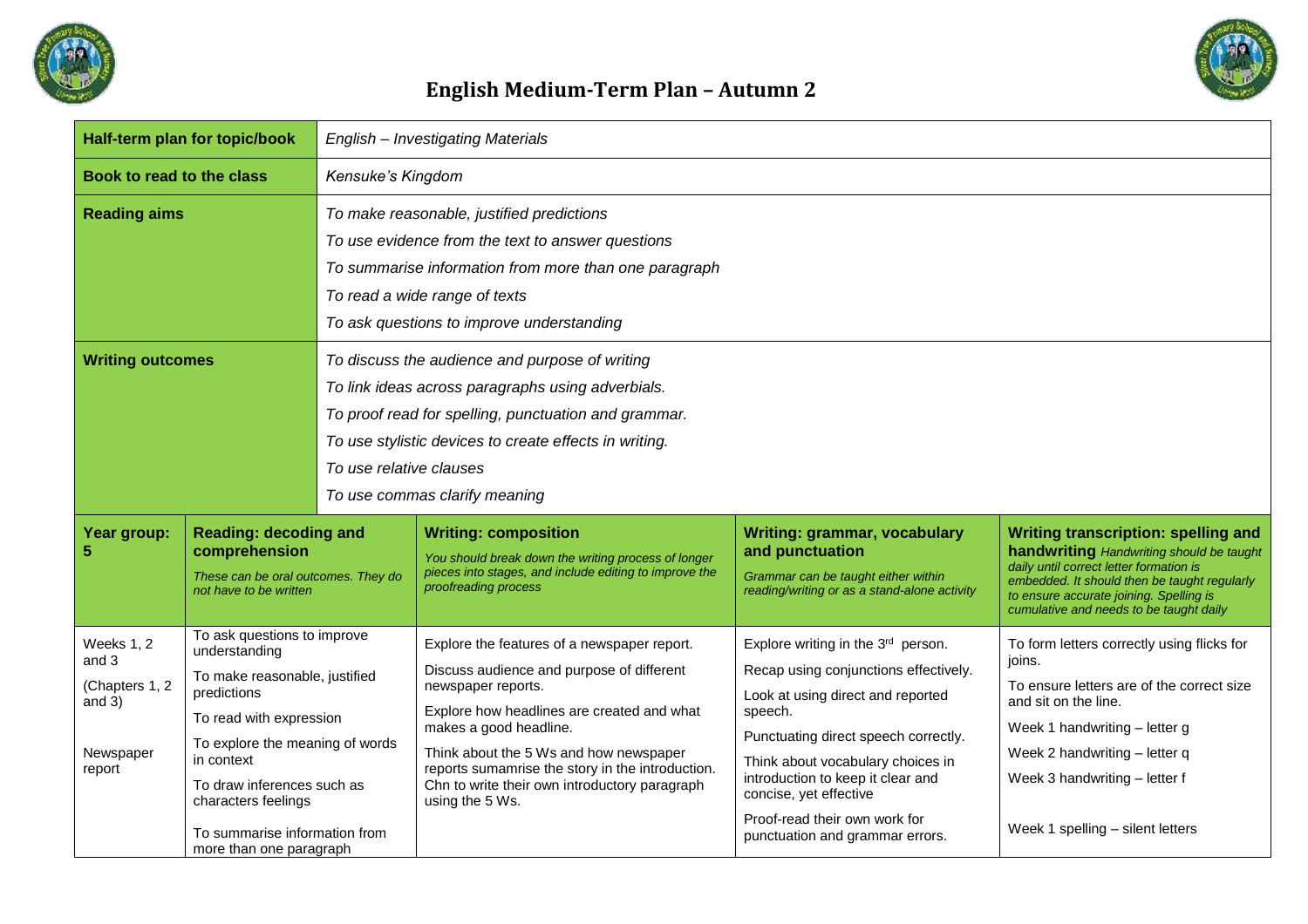# English Medium-Term Plan – Autumn 2

| | |
|---|---|
| **Half-term plan for topic/book** | *English – Investigating Materials* |
| **Book to read to the class** | *Kensuke's Kingdom* |
| **Reading aims** | *To make reasonable, justified predictions*<br>*To use evidence from the text to answer questions*<br>*To summarise information from more than one paragraph*<br>*To read a wide range of texts*<br>*To ask questions to improve understanding* |
| **Writing outcomes** | *To discuss the audience and purpose of writing*<br>*To link ideas across paragraphs using adverbials.*<br>*To proof read for spelling, punctuation and grammar.*<br>*To use stylistic devices to create effects in writing.*<br>*To use relative clauses*<br>*To use commas clarify meaning* |

| **Year group: 5** | **Reading: decoding and comprehension** *These can be oral outcomes. They do not have to be written* | **Writing: composition** *You should break down the writing process of longer pieces into stages, and include editing to improve the proofreading process* | **Writing: grammar, vocabulary and punctuation** *Grammar can be taught either within reading/writing or as a stand-alone activity* | **Writing transcription: spelling and handwriting** *Handwriting should be taught daily until correct letter formation is embedded. It should then be taught regularly to ensure accurate joining. Spelling is cumulative and needs to be taught daily* |
|---|---|---|---|---|
| Weeks 1, 2 and 3<br><br>(Chapters 1, 2 and 3)<br><br>Newspaper report | To ask questions to improve understanding<br>To make reasonable, justified predictions<br>To read with expression<br>To explore the meaning of words in context<br>To draw inferences such as characters feelings<br>To summarise information from more than one paragraph | Explore the features of a newspaper report.<br>Discuss audience and purpose of different newspaper reports.<br>Explore how headlines are created and what makes a good headline.<br>Think about the 5 Ws and how newspaper reports sumamrise the story in the introduction. Chn to write their own introductory paragraph using the 5 Ws. | Explore writing in the 3rd person.<br>Recap using conjunctions effectively.<br>Look at using direct and reported speech.<br>Punctuating direct speech correctly.<br>Think about vocabulary choices in introduction to keep it clear and concise, yet effective<br>Proof-read their own work for punctuation and grammar errors. | To form letters correctly using flicks for joins.<br>To ensure letters are of the correct size and sit on the line.<br>Week 1 handwriting – letter g<br>Week 2 handwriting – letter q<br>Week 3 handwriting – letter f<br><br>Week 1 spelling – silent letters |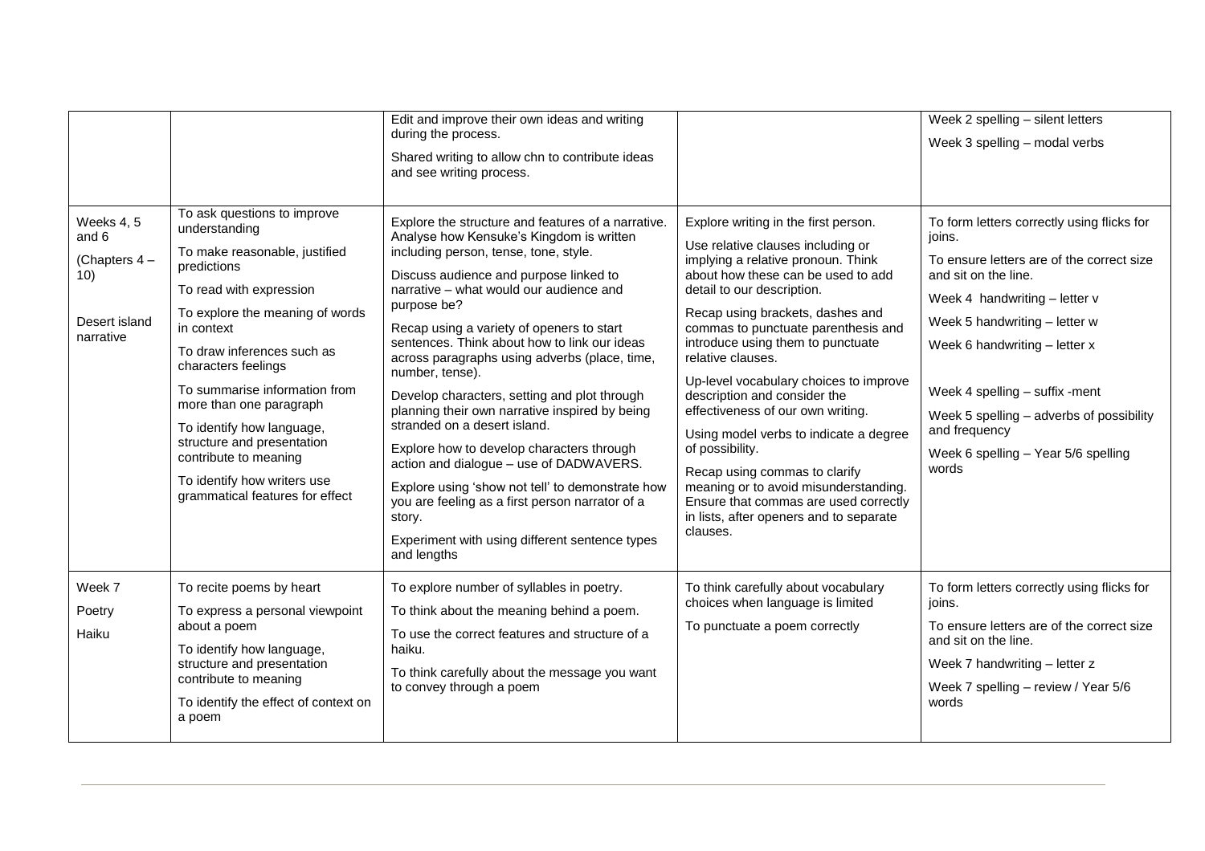| | | | | |
|---|---|---|---|---|
| | | Edit and improve their own ideas and writing during the process.<br><br>Shared writing to allow chn to contribute ideas and see writing process. | | Week 2 spelling – silent letters<br><br>Week 3 spelling – modal verbs |
| Weeks 4, 5 and 6<br><br>(Chapters 4 – 10)<br><br>Desert island narrative | To ask questions to improve understanding<br><br>To make reasonable, justified predictions<br><br>To read with expression<br><br>To explore the meaning of words in context<br><br>To draw inferences such as characters feelings<br><br>To summarise information from more than one paragraph<br><br>To identify how language, structure and presentation contribute to meaning<br><br>To identify how writers use grammatical features for effect | Explore the structure and features of a narrative. Analyse how Kensuke's Kingdom is written including person, tense, tone, style.<br><br>Discuss audience and purpose linked to narrative – what would our audience and purpose be?<br><br>Recap using a variety of openers to start sentences. Think about how to link our ideas across paragraphs using adverbs (place, time, number, tense).<br><br>Develop characters, setting and plot through planning their own narrative inspired by being stranded on a desert island.<br><br>Explore how to develop characters through action and dialogue – use of DADWAVERS.<br><br>Explore using 'show not tell' to demonstrate how you are feeling as a first person narrator of a story.<br><br>Experiment with using different sentence types and lengths | Explore writing in the first person.<br><br>Use relative clauses including or implying a relative pronoun. Think about how these can be used to add detail to our description.<br><br>Recap using brackets, dashes and commas to punctuate parenthesis and introduce using them to punctuate relative clauses.<br><br>Up-level vocabulary choices to improve description and consider the effectiveness of our own writing.<br><br>Using model verbs to indicate a degree of possibility.<br><br>Recap using commas to clarify meaning or to avoid misunderstanding. Ensure that commas are used correctly in lists, after openers and to separate clauses. | To form letters correctly using flicks for joins.<br><br>To ensure letters are of the correct size and sit on the line.<br><br>Week 4 handwriting – letter v<br><br>Week 5 handwriting – letter w<br><br>Week 6 handwriting – letter x<br><br>Week 4 spelling – suffix -ment<br><br>Week 5 spelling – adverbs of possibility and frequency<br><br>Week 6 spelling – Year 5/6 spelling words |
| Week 7<br><br>Poetry<br><br>Haiku | To recite poems by heart<br><br>To express a personal viewpoint about a poem<br><br>To identify how language, structure and presentation contribute to meaning<br><br>To identify the effect of context on a poem | To explore number of syllables in poetry.<br><br>To think about the meaning behind a poem.<br><br>To use the correct features and structure of a haiku.<br><br>To think carefully about the message you want to convey through a poem | To think carefully about vocabulary choices when language is limited<br><br>To punctuate a poem correctly | To form letters correctly using flicks for joins.<br><br>To ensure letters are of the correct size and sit on the line.<br><br>Week 7 handwriting – letter z<br><br>Week 7 spelling – review / Year 5/6 words |